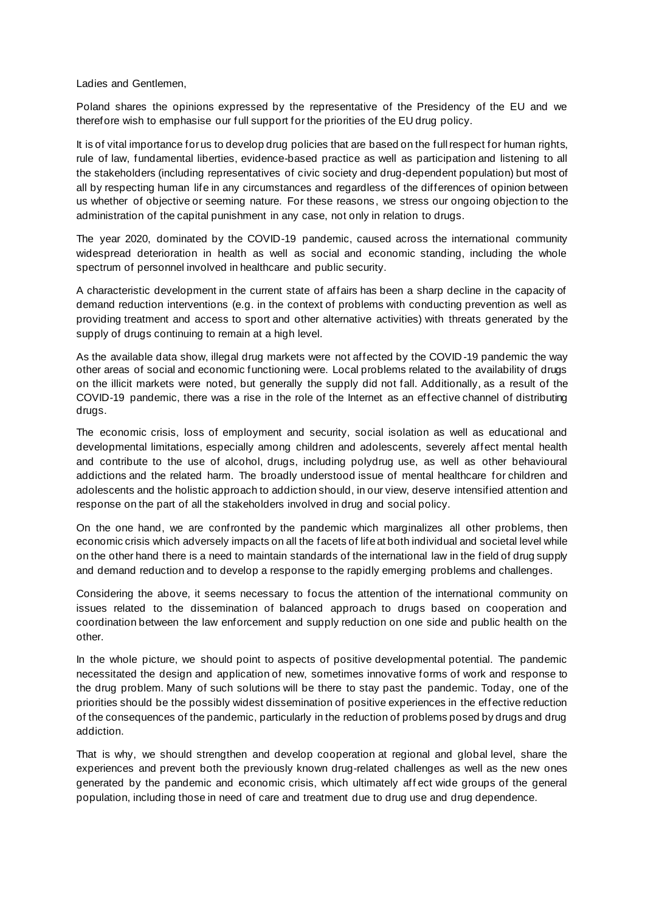Ladies and Gentlemen,

Poland shares the opinions expressed by the representative of the Presidency of the EU and we therefore wish to emphasise our full support for the priorities of the EU drug policy.

It is of vital importance for us to develop drug policies that are based on the full respect for human rights, rule of law, fundamental liberties, evidence-based practice as well as participation and listening to all the stakeholders (including representatives of civic society and drug-dependent population) but most of all by respecting human life in any circumstances and regardless of the differences of opinion between us whether of objective or seeming nature. For these reasons, we stress our ongoing objection to the administration of the capital punishment in any case, not only in relation to drugs.

The year 2020, dominated by the COVID-19 pandemic, caused across the international community widespread deterioration in health as well as social and economic standing, including the whole spectrum of personnel involved in healthcare and public security.

A characteristic development in the current state of affairs has been a sharp decline in the capacity of demand reduction interventions (e.g. in the context of problems with conducting prevention as well as providing treatment and access to sport and other alternative activities) with threats generated by the supply of drugs continuing to remain at a high level.

As the available data show, illegal drug markets were not affected by the COVID-19 pandemic the way other areas of social and economic functioning were. Local problems related to the availability of drugs on the illicit markets were noted, but generally the supply did not fall. Additionally, as a result of the COVID-19 pandemic, there was a rise in the role of the Internet as an effective channel of distributing drugs.

The economic crisis, loss of employment and security, social isolation as well as educational and developmental limitations, especially among children and adolescents, severely affect mental health and contribute to the use of alcohol, drugs, including polydrug use, as well as other behavioural addictions and the related harm. The broadly understood issue of mental healthcare for children and adolescents and the holistic approach to addiction should, in our view, deserve intensified attention and response on the part of all the stakeholders involved in drug and social policy.

On the one hand, we are confronted by the pandemic which marginalizes all other problems, then economic crisis which adversely impacts on all the facets of life at both individual and societal level while on the other hand there is a need to maintain standards of the international law in the field of drug supply and demand reduction and to develop a response to the rapidly emerging problems and challenges.

Considering the above, it seems necessary to focus the attention of the international community on issues related to the dissemination of balanced approach to drugs based on cooperation and coordination between the law enforcement and supply reduction on one side and public health on the other.

In the whole picture, we should point to aspects of positive developmental potential. The pandemic necessitated the design and application of new, sometimes innovative forms of work and response to the drug problem. Many of such solutions will be there to stay past the pandemic. Today, one of the priorities should be the possibly widest dissemination of positive experiences in the effective reduction of the consequences of the pandemic, particularly in the reduction of problems posed by drugs and drug addiction.

That is why, we should strengthen and develop cooperation at regional and global level, share the experiences and prevent both the previously known drug-related challenges as well as the new ones generated by the pandemic and economic crisis, which ultimately affect wide groups of the general population, including those in need of care and treatment due to drug use and drug dependence.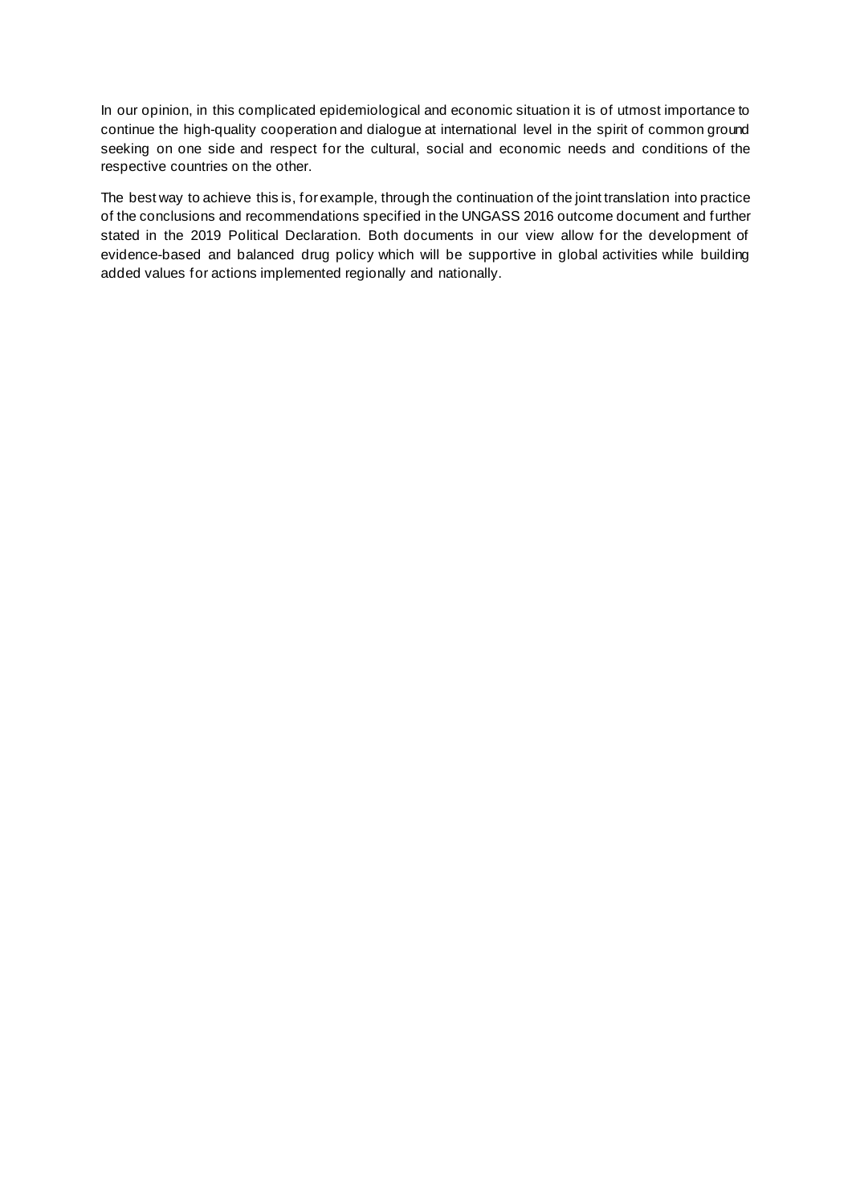In our opinion, in this complicated epidemiological and economic situation it is of utmost importance to continue the high-quality cooperation and dialogue at international level in the spirit of common ground seeking on one side and respect for the cultural, social and economic needs and conditions of the respective countries on the other.

The best way to achieve this is, for example, through the continuation of the joint translation into practice of the conclusions and recommendations specified in the UNGASS 2016 outcome document and further stated in the 2019 Political Declaration. Both documents in our view allow for the development of evidence-based and balanced drug policy which will be supportive in global activities while building added values for actions implemented regionally and nationally.